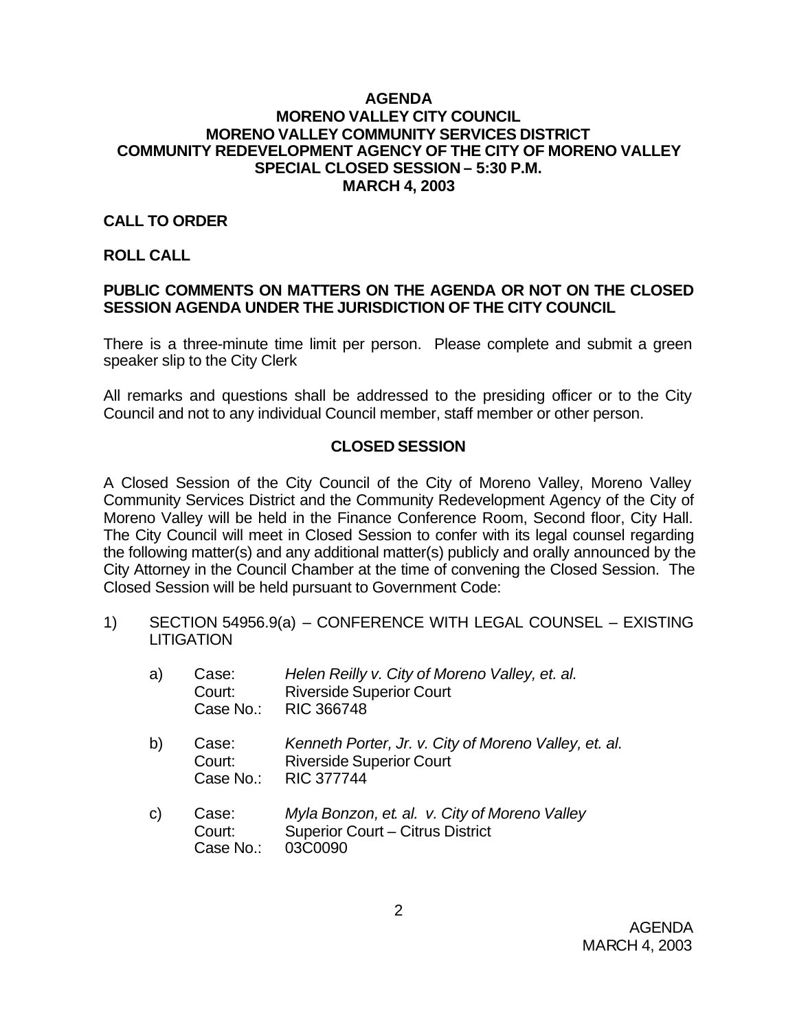# AGENDA
## MORENO VALLEY CITY COUNCIL
## MORENO VALLEY COMMUNITY SERVICES DISTRICT
## COMMUNITY REDEVELOPMENT AGENCY OF THE CITY OF MORENO VALLEY
## SPECIAL CLOSED SESSION – 5:30 P.M.
## MARCH 4, 2003

**CALL TO ORDER**

**ROLL CALL**

**PUBLIC COMMENTS ON MATTERS ON THE AGENDA OR NOT ON THE CLOSED SESSION AGENDA UNDER THE JURISDICTION OF THE CITY COUNCIL**

There is a three-minute time limit per person. Please complete and submit a green speaker slip to the City Clerk

All remarks and questions shall be addressed to the presiding officer or to the City Council and not to any individual Council member, staff member or other person.

**CLOSED SESSION**

A Closed Session of the City Council of the City of Moreno Valley, Moreno Valley Community Services District and the Community Redevelopment Agency of the City of Moreno Valley will be held in the Finance Conference Room, Second floor, City Hall. The City Council will meet in Closed Session to confer with its legal counsel regarding the following matter(s) and any additional matter(s) publicly and orally announced by the City Attorney in the Council Chamber at the time of convening the Closed Session. The Closed Session will be held pursuant to Government Code:

1) SECTION 54956.9(a) – CONFERENCE WITH LEGAL COUNSEL – EXISTING LITIGATION

   a) Case: *Helen Reilly v. City of Moreno Valley, et. al.*
      Court: Riverside Superior Court
      Case No.: RIC 366748

   b) Case: *Kenneth Porter, Jr. v. City of Moreno Valley, et. al.*
      Court: Riverside Superior Court
      Case No.: RIC 377744

   c) Case: *Myla Bonzon, et. al. v. City of Moreno Valley*
      Court: Superior Court – Citrus District
      Case No.: 03C0090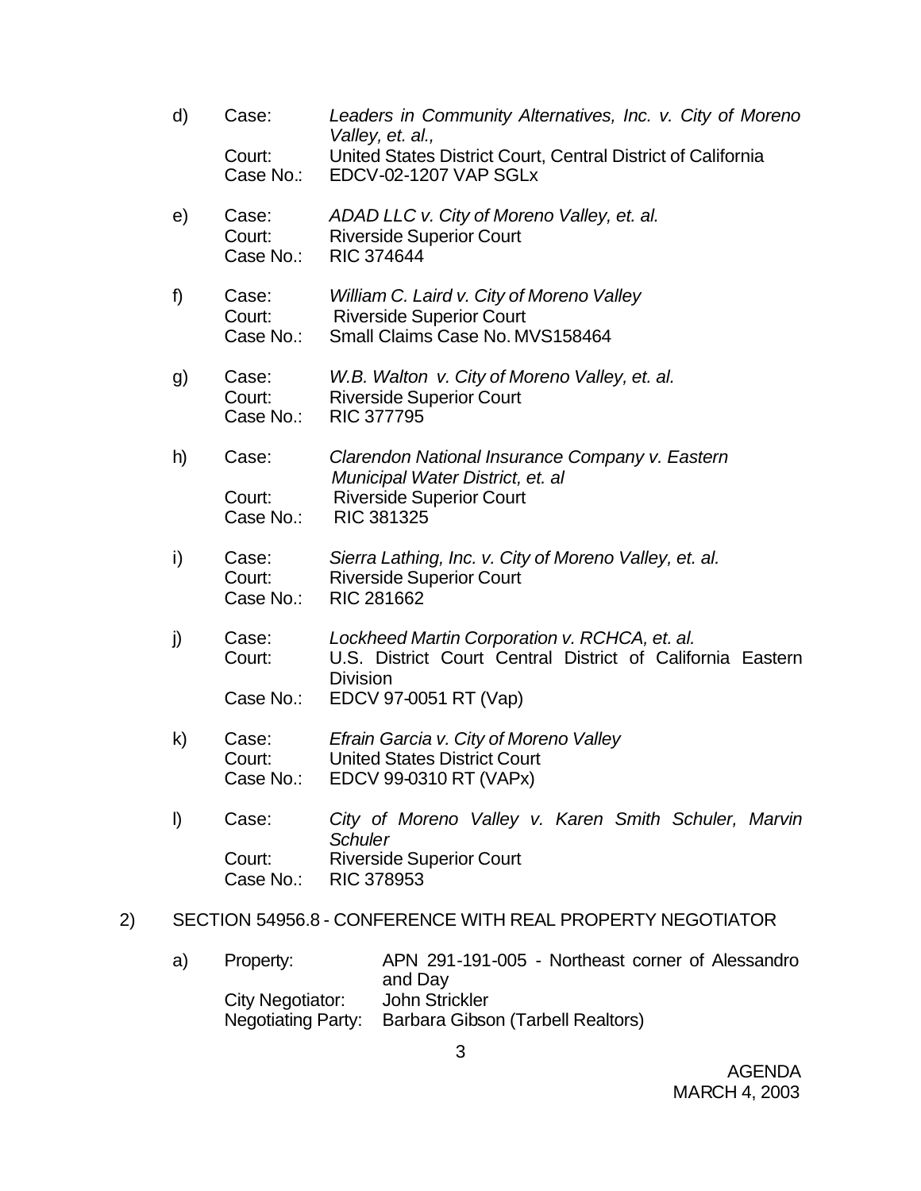d) Case: *Leaders in Community Alternatives, Inc. v. City of Moreno Valley, et. al.,*
   Court: United States District Court, Central District of California
   Case No.: EDCV-02-1207 VAP SGLx

e) Case: *ADAD LLC v. City of Moreno Valley, et. al.*
   Court: Riverside Superior Court
   Case No.: RIC 374644

f) Case: *William C. Laird v. City of Moreno Valley*
   Court: Riverside Superior Court
   Case No.: Small Claims Case No. MVS158464

g) Case: *W.B. Walton v. City of Moreno Valley, et. al.*
   Court: Riverside Superior Court
   Case No.: RIC 377795

h) Case: *Clarendon National Insurance Company v. Eastern Municipal Water District, et. al*
   Court: Riverside Superior Court
   Case No.: RIC 381325

i) Case: *Sierra Lathing, Inc. v. City of Moreno Valley, et. al.*
   Court: Riverside Superior Court
   Case No.: RIC 281662

j) Case: *Lockheed Martin Corporation v. RCHCA, et. al.*
   Court: U.S. District Court Central District of California Eastern Division
   Case No.: EDCV 97-0051 RT (Vap)

k) Case: *Efrain Garcia v. City of Moreno Valley*
   Court: United States District Court
   Case No.: EDCV 99-0310 RT (VAPx)

l) Case: *City of Moreno Valley v. Karen Smith Schuler, Marvin Schuler*
   Court: Riverside Superior Court
   Case No.: RIC 378953

2) SECTION 54956.8 - CONFERENCE WITH REAL PROPERTY NEGOTIATOR

a) Property: APN 291-191-005 - Northeast corner of Alessandro and Day
   City Negotiator: John Strickler
   Negotiating Party: Barbara Gibson (Tarbell Realtors)

AGENDA
MARCH 4, 2003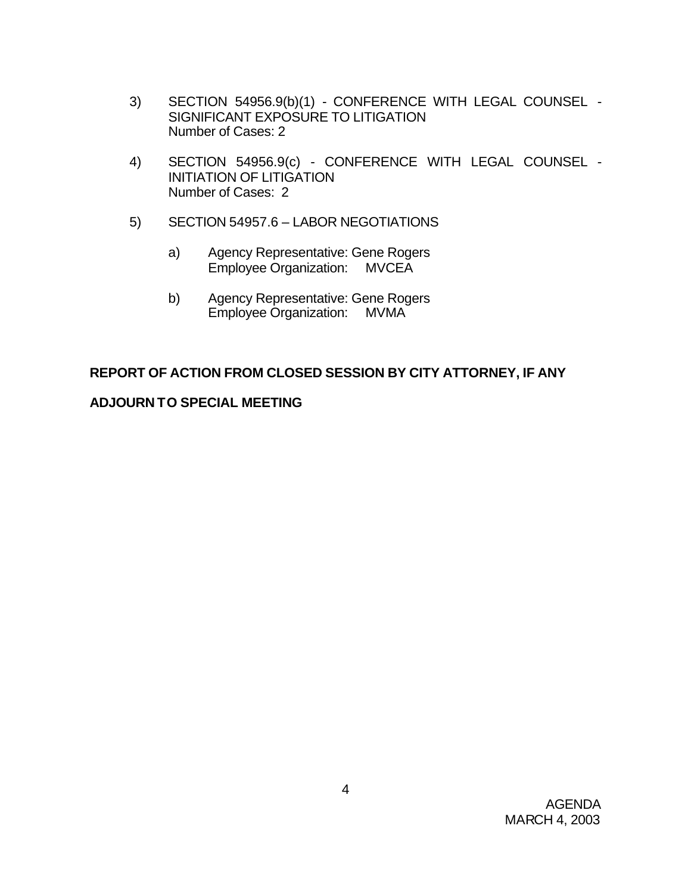3) SECTION 54956.9(b)(1) - CONFERENCE WITH LEGAL COUNSEL - SIGNIFICANT EXPOSURE TO LITIGATION
   Number of Cases: 2

4) SECTION 54956.9(c) - CONFERENCE WITH LEGAL COUNSEL - INITIATION OF LITIGATION
   Number of Cases: 2

5) SECTION 54957.6 – LABOR NEGOTIATIONS

   a) Agency Representative: Gene Rogers
      Employee Organization: MVCEA

   b) Agency Representative: Gene Rogers
      Employee Organization: MVMA

**REPORT OF ACTION FROM CLOSED SESSION BY CITY ATTORNEY, IF ANY**

**ADJOURN TO SPECIAL MEETING**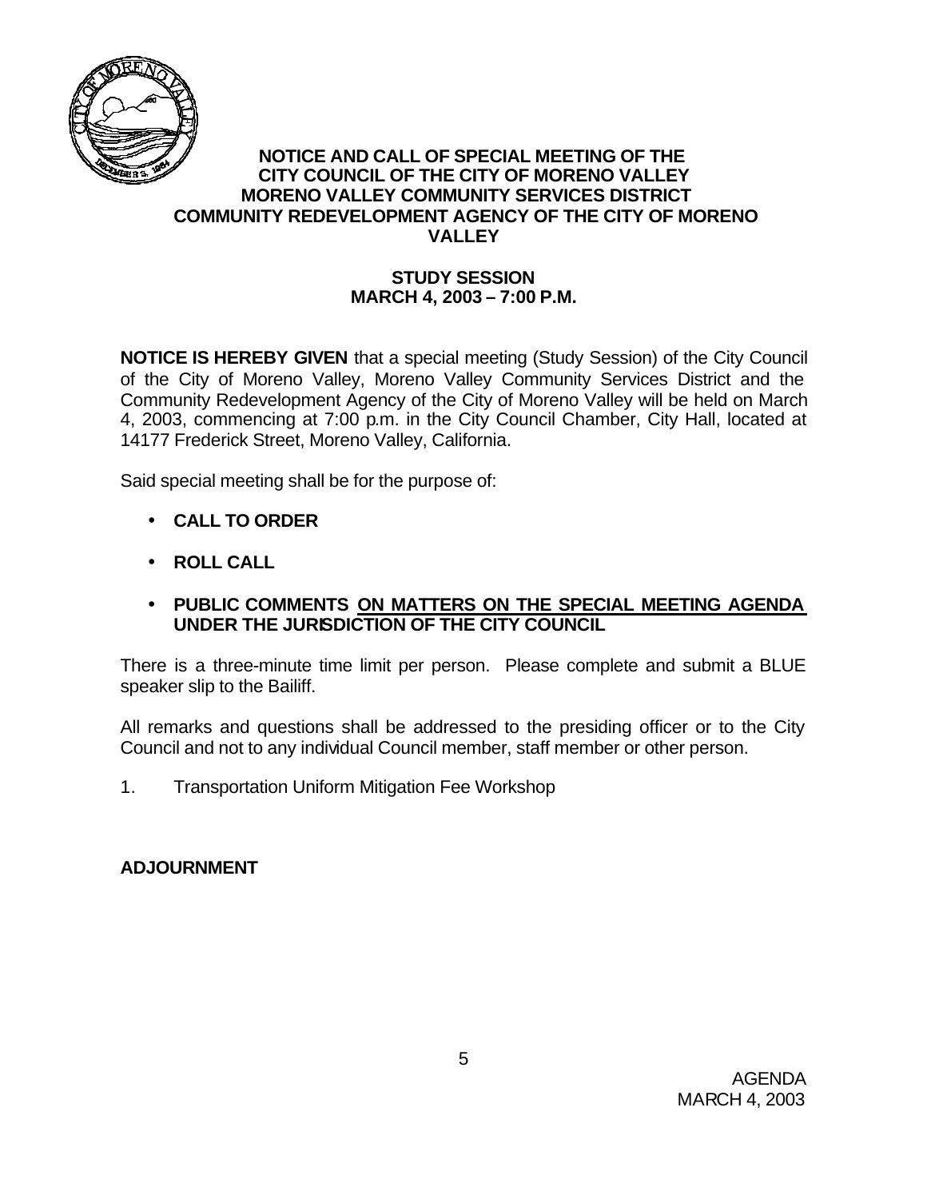**NOTICE AND CALL OF SPECIAL MEETING OF THE CITY COUNCIL OF THE CITY OF MORENO VALLEY MORENO VALLEY COMMUNITY SERVICES DISTRICT COMMUNITY REDEVELOPMENT AGENCY OF THE CITY OF MORENO VALLEY**

**STUDY SESSION**
**MARCH 4, 2003 – 7:00 P.M.**

**NOTICE IS HEREBY GIVEN** that a special meeting (Study Session) of the City Council of the City of Moreno Valley, Moreno Valley Community Services District and the Community Redevelopment Agency of the City of Moreno Valley will be held on March 4, 2003, commencing at 7:00 p.m. in the City Council Chamber, City Hall, located at 14177 Frederick Street, Moreno Valley, California.

Said special meeting shall be for the purpose of:

- **CALL TO ORDER**
- **ROLL CALL**
- **PUBLIC COMMENTS <u>ON MATTERS ON THE SPECIAL MEETING AGENDA</u> <u>UNDER THE JURISDICTION OF THE CITY COUNCIL</u>**

There is a three-minute time limit per person. Please complete and submit a BLUE speaker slip to the Bailiff.

All remarks and questions shall be addressed to the presiding officer or to the City Council and not to any individual Council member, staff member or other person.

1. Transportation Uniform Mitigation Fee Workshop

**ADJOURNMENT**